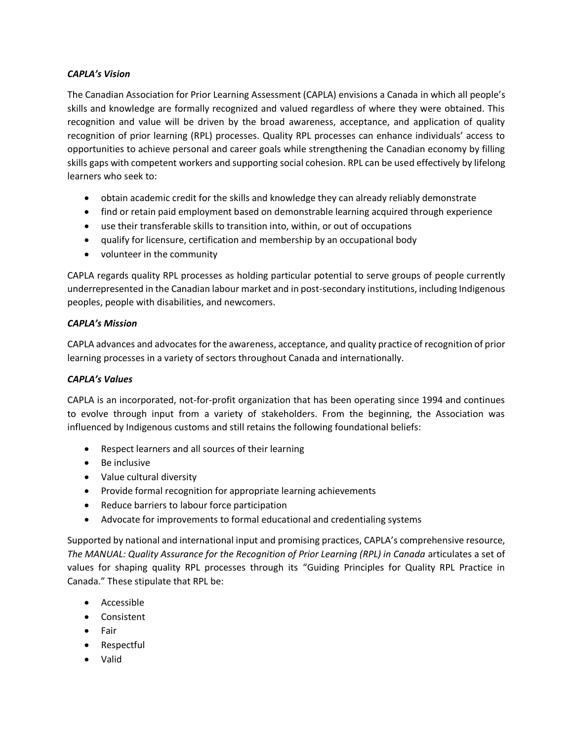### *CAPLA's Vision*

The Canadian Association for Prior Learning Assessment (CAPLA) envisions a Canada in which all people's skills and knowledge are formally recognized and valued regardless of where they were obtained. This recognition and value will be driven by the broad awareness, acceptance, and application of quality recognition of prior learning (RPL) processes. Quality RPL processes can enhance individuals' access to opportunities to achieve personal and career goals while strengthening the Canadian economy by filling skills gaps with competent workers and supporting social cohesion. RPL can be used effectively by lifelong learners who seek to:

- obtain academic credit for the skills and knowledge they can already reliably demonstrate
- find or retain paid employment based on demonstrable learning acquired through experience
- use their transferable skills to transition into, within, or out of occupations
- qualify for licensure, certification and membership by an occupational body
- volunteer in the community

CAPLA regards quality RPL processes as holding particular potential to serve groups of people currently underrepresented in the Canadian labour market and in post-secondary institutions, including Indigenous peoples, people with disabilities, and newcomers.

### *CAPLA's Mission*

CAPLA advances and advocates for the awareness, acceptance, and quality practice of recognition of prior learning processes in a variety of sectors throughout Canada and internationally.

### *CAPLA's Values*

CAPLA is an incorporated, not-for-profit organization that has been operating since 1994 and continues to evolve through input from a variety of stakeholders. From the beginning, the Association was influenced by Indigenous customs and still retains the following foundational beliefs:

- Respect learners and all sources of their learning
- Be inclusive
- Value cultural diversity
- Provide formal recognition for appropriate learning achievements
- Reduce barriers to labour force participation
- Advocate for improvements to formal educational and credentialing systems

Supported by national and international input and promising practices, CAPLA's comprehensive resource, *The MANUAL: Quality Assurance for the Recognition of Prior Learning (RPL) in Canada* articulates a set of values for shaping quality RPL processes through its "Guiding Principles for Quality RPL Practice in Canada." These stipulate that RPL be:

- Accessible
- Consistent
- Fair
- Respectful
- Valid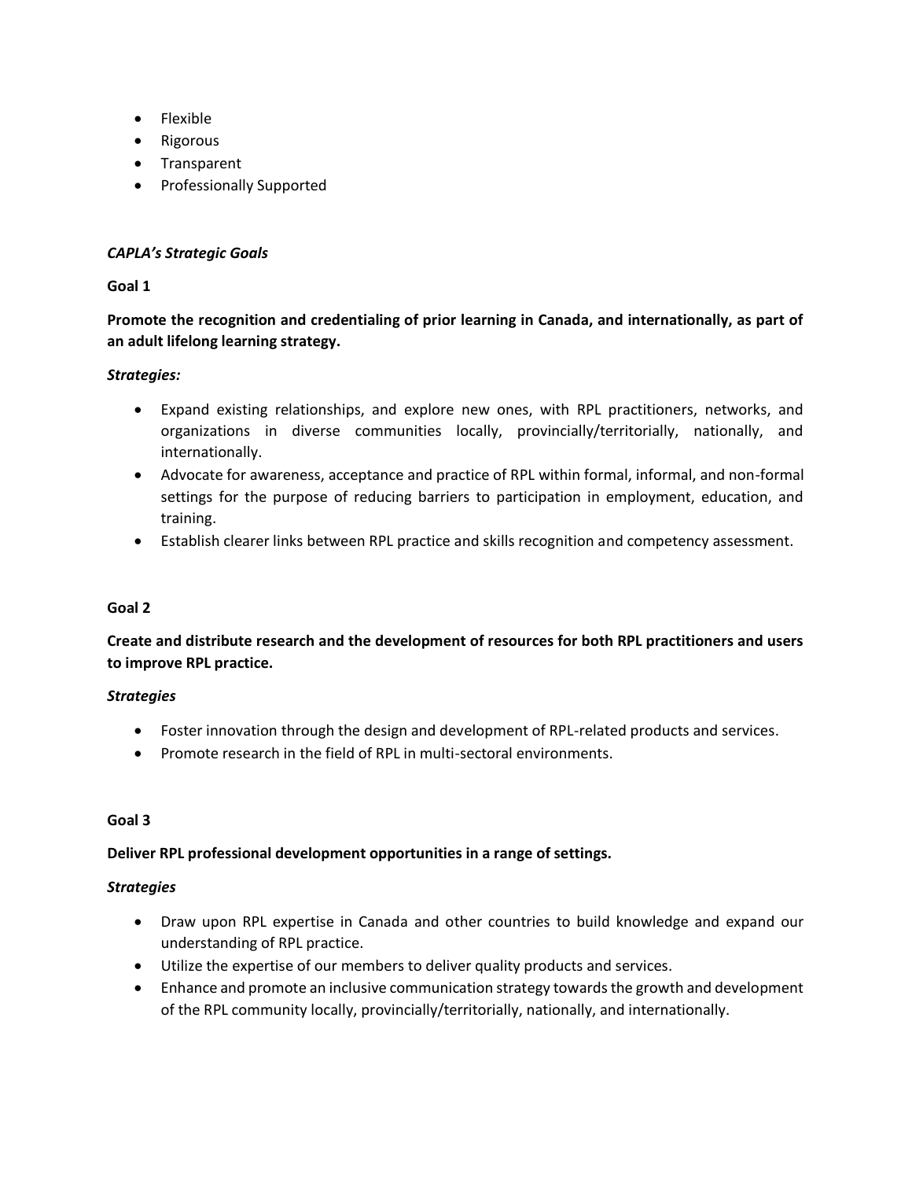- Flexible
- Rigorous
- Transparent
- Professionally Supported

***CAPLA's Strategic Goals***

**Goal 1**

**Promote the recognition and credentialing of prior learning in Canada, and internationally, as part of an adult lifelong learning strategy.**

***Strategies:***

- Expand existing relationships, and explore new ones, with RPL practitioners, networks, and organizations in diverse communities locally, provincially/territorially, nationally, and internationally.
- Advocate for awareness, acceptance and practice of RPL within formal, informal, and non-formal settings for the purpose of reducing barriers to participation in employment, education, and training.
- Establish clearer links between RPL practice and skills recognition and competency assessment.

**Goal 2**

**Create and distribute research and the development of resources for both RPL practitioners and users to improve RPL practice.**

***Strategies***

- Foster innovation through the design and development of RPL-related products and services.
- Promote research in the field of RPL in multi-sectoral environments.

**Goal 3**

**Deliver RPL professional development opportunities in a range of settings.**

***Strategies***

- Draw upon RPL expertise in Canada and other countries to build knowledge and expand our understanding of RPL practice.
- Utilize the expertise of our members to deliver quality products and services.
- Enhance and promote an inclusive communication strategy towards the growth and development of the RPL community locally, provincially/territorially, nationally, and internationally.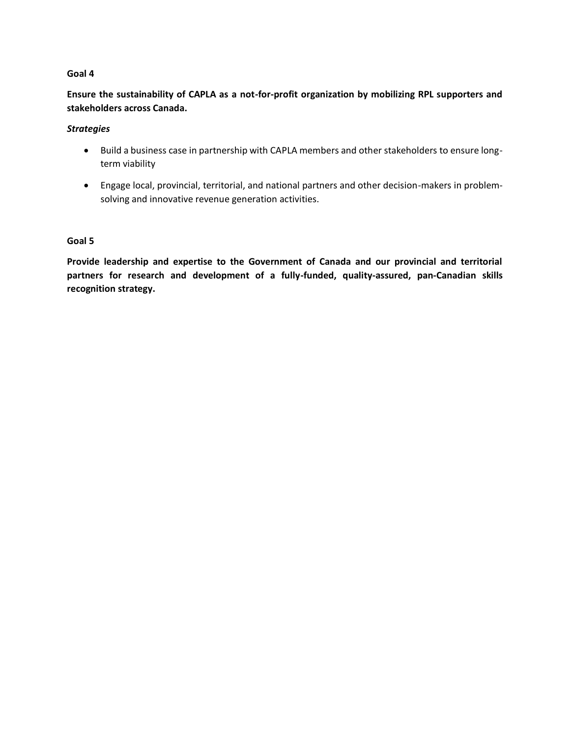**Goal 4**

**Ensure the sustainability of CAPLA as a not-for-profit organization by mobilizing RPL supporters and stakeholders across Canada.**

***Strategies***

- Build a business case in partnership with CAPLA members and other stakeholders to ensure long-term viability
- Engage local, provincial, territorial, and national partners and other decision-makers in problem-solving and innovative revenue generation activities.

**Goal 5**

**Provide leadership and expertise to the Government of Canada and our provincial and territorial partners for research and development of a fully-funded, quality-assured, pan-Canadian skills recognition strategy.**